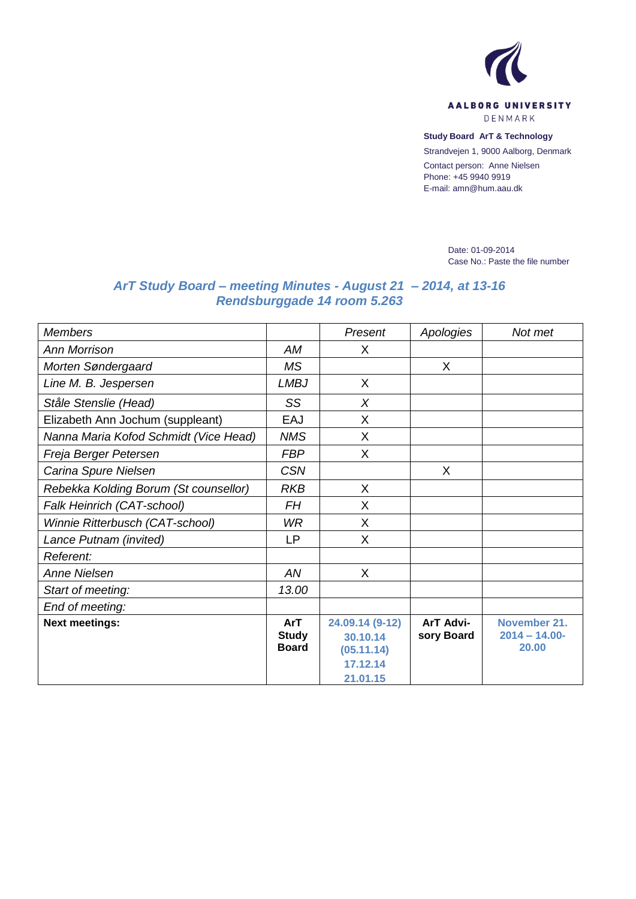AALBORG UNIVERSITY
DENMARK

**Study Board ArT & Technology**
Strandvejen 1, 9000 Aalborg, Denmark
Contact person: Anne Nielsen
Phone: +45 9940 9919
E-mail: amn@hum.aau.dk

Date: 01-09-2014
Case No.: Paste the file number

## *ArT Study Board – meeting Minutes - August 21 – 2014, at 13-16*
## *Rendsburggade 14 room 5.263*

| *Members* | | *Present* | *Apologies* | *Not met* |
|---|---|---|---|---|
| *Ann Morrison* | *AM* | X | | |
| *Morten Søndergaard* | *MS* | | X | |
| *Line M. B. Jespersen* | *LMBJ* | X | | |
| *Ståle Stenslie (Head)* | *SS* | *X* | | |
| Elizabeth Ann Jochum (suppleant) | EAJ | X | | |
| *Nanna Maria Kofod Schmidt (Vice Head)* | *NMS* | X | | |
| *Freja Berger Petersen* | *FBP* | X | | |
| *Carina Spure Nielsen* | *CSN* | | X | |
| *Rebekka Kolding Borum (St counsellor)* | *RKB* | X | | |
| *Falk Heinrich (CAT-school)* | *FH* | X | | |
| *Winnie Ritterbusch (CAT-school)* | *WR* | X | | |
| *Lance Putnam (invited)* | LP | X | | |
| *Referent:* | | | | |
| *Anne Nielsen* | *AN* | X | | |
| *Start of meeting:* | *13.00* | | | |
| *End of meeting:* | | | | |
| **Next meetings:** | **ArT Study Board** | **24.09.14 (9-12) 30.10.14 (05.11.14) 17.12.14 21.01.15** | **ArT Advisory Board** | **November 21. 2014 – 14.00-20.00** |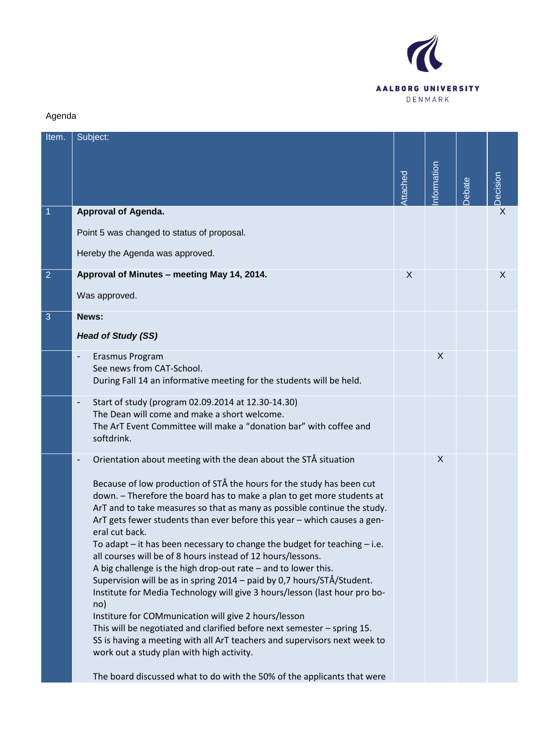Agenda

| Item. | Subject: | Attached | Information | Debate | Decision |
|---|---|---|---|---|---|
| 1 | **Approval of Agenda.**<br><br>Point 5 was changed to status of proposal.<br><br>Hereby the Agenda was approved. | | | | X |
| 2 | **Approval of Minutes – meeting May 14, 2014.**<br><br>Was approved. | X | | | X |
| 3 | **News:**<br><br>***Head of Study (SS)*** | | | | |
| | - Erasmus Program<br>See news from CAT-School.<br>During Fall 14 an informative meeting for the students will be held. | | X | | |
| | - Start of study (program 02.09.2014 at 12.30-14.30)<br>The Dean will come and make a short welcome.<br>The ArT Event Committee will make a "donation bar" with coffee and softdrink. | | | | |
| | - Orientation about meeting with the dean about the STÅ situation<br><br>Because of low production of STÅ the hours for the study has been cut down. – Therefore the board has to make a plan to get more students at ArT and to take measures so that as many as possible continue the study. ArT gets fewer students than ever before this year – which causes a general cut back.<br>To adapt – it has been necessary to change the budget for teaching – i.e. all courses will be of 8 hours instead of 12 hours/lessons.<br>A big challenge is the high drop-out rate – and to lower this.<br>Supervision will be as in spring 2014 – paid by 0,7 hours/STÅ/Student.<br>Institute for Media Technology will give 3 hours/lesson (last hour pro bono)<br>Institure for COMmunication will give 2 hours/lesson<br>This will be negotiated and clarified before next semester – spring 15.<br>SS is having a meeting with all ArT teachers and supervisors next week to work out a study plan with high activity.<br><br>The board discussed what to do with the 50% of the applicants that were | | X | | |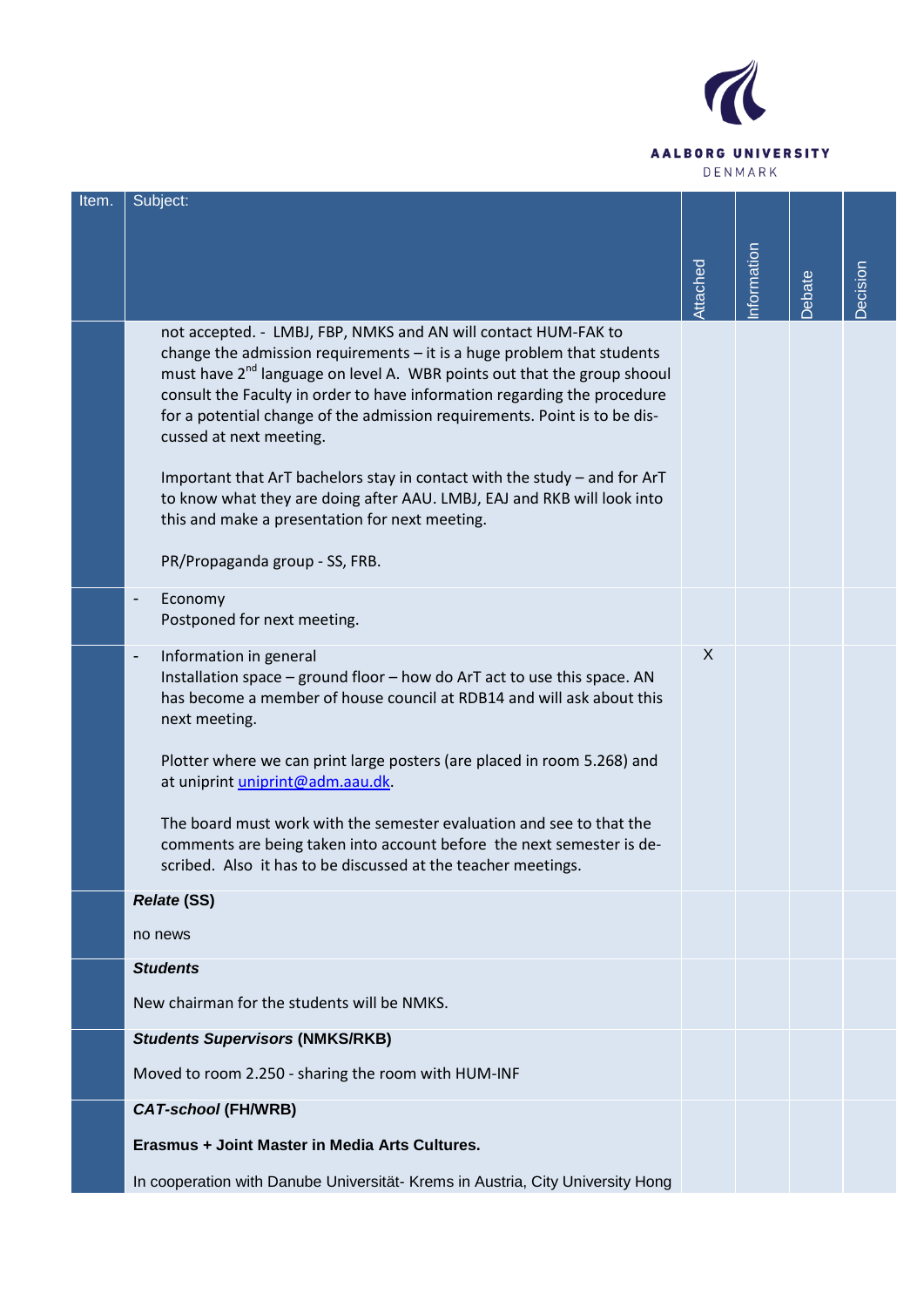| Item. | Subject: | Attached | Information | Debate | Decision |
|---|---|---|---|---|---|
| | not accepted. - LMBJ, FBP, NMKS and AN will contact HUM-FAK to change the admission requirements – it is a huge problem that students must have 2nd language on level A. WBR points out that the group shooul consult the Faculty in order to have information regarding the procedure for a potential change of the admission requirements. Point is to be dis-cussed at next meeting.<br><br>Important that ArT bachelors stay in contact with the study – and for ArT to know what they are doing after AAU. LMBJ, EAJ and RKB will look into this and make a presentation for next meeting.<br><br>PR/Propaganda group - SS, FRB. | | | | |
| | - Economy<br>Postponed for next meeting. | | | | |
| | - Information in general<br>Installation space – ground floor – how do ArT act to use this space. AN has become a member of house council at RDB14 and will ask about this next meeting.<br><br>Plotter where we can print large posters (are placed in room 5.268) and at uniprint uniprint@adm.aau.dk.<br><br>The board must work with the semester evaluation and see to that the comments are being taken into account before the next semester is de-scribed. Also it has to be discussed at the teacher meetings. | X | | | |
| | ***Relate*** **(SS)**<br><br>no news | | | | |
| | ***Students***<br><br>New chairman for the students will be NMKS. | | | | |
| | ***Students Supervisors*** **(NMKS/RKB)**<br><br>Moved to room 2.250 - sharing the room with HUM-INF | | | | |
| | ***CAT-school*** **(FH/WRB)**<br><br>**Erasmus + Joint Master in Media Arts Cultures.**<br><br>In cooperation with Danube Universität- Krems in Austria, City University Hong | | | | |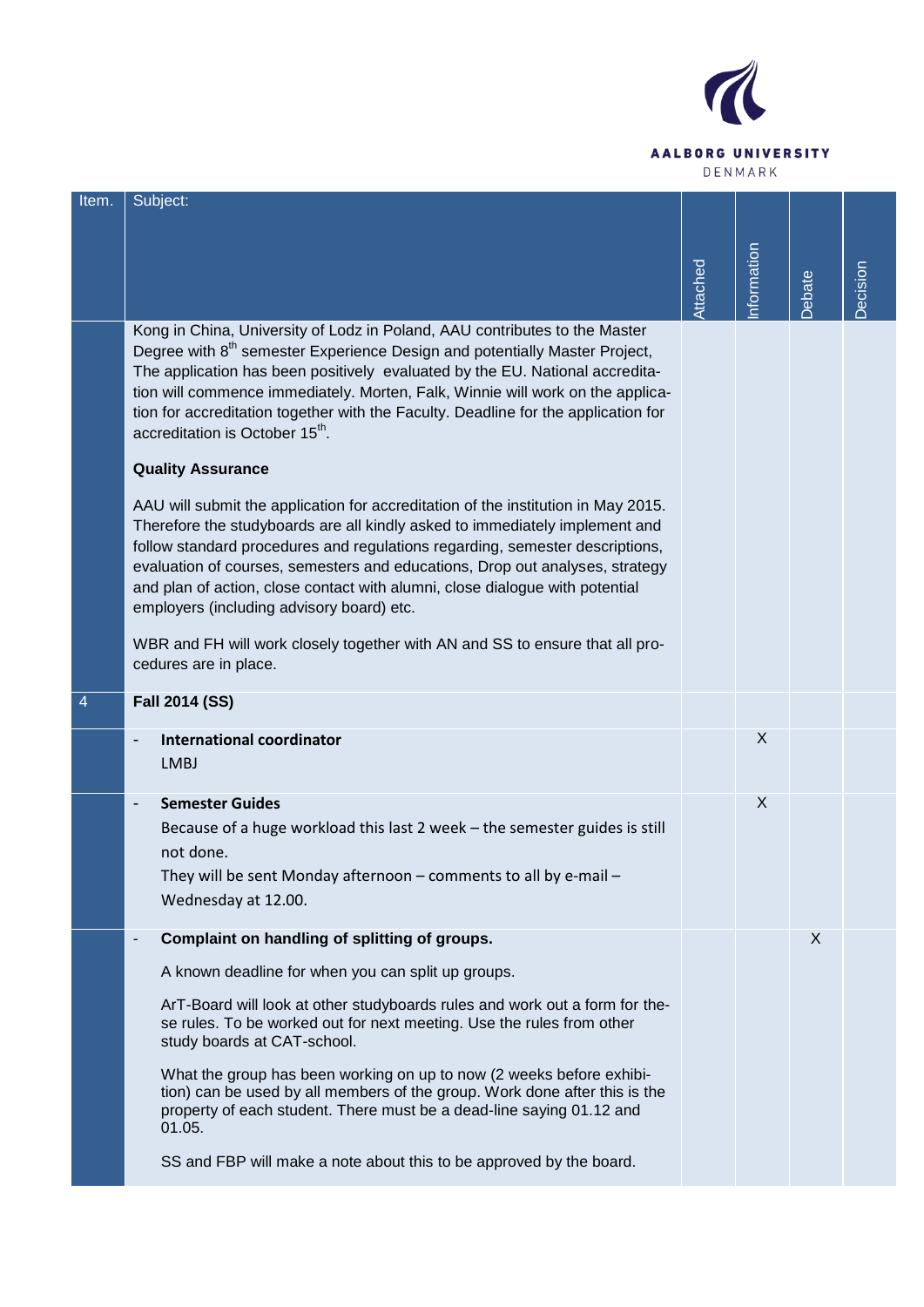| Item. | Subject: | Attached | Information | Debate | Decision |
|---|---|---|---|---|---|
| | Kong in China, University of Lodz in Poland, AAU contributes to the Master Degree with 8th semester Experience Design and potentially Master Project, The application has been positively evaluated by the EU. National accreditation will commence immediately. Morten, Falk, Winnie will work on the application for accreditation together with the Faculty. Deadline for the application for accreditation is October 15th.<br><br>**Quality Assurance**<br><br>AAU will submit the application for accreditation of the institution in May 2015. Therefore the studyboards are all kindly asked to immediately implement and follow standard procedures and regulations regarding, semester descriptions, evaluation of courses, semesters and educations, Drop out analyses, strategy and plan of action, close contact with alumni, close dialogue with potential employers (including advisory board) etc.<br><br>WBR and FH will work closely together with AN and SS to ensure that all procedures are in place. | | | | |
| 4 | **Fall 2014 (SS)** | | | | |
| | - **International coordinator**<br>LMBJ | | X | | |
| | - **Semester Guides**<br>Because of a huge workload this last 2 week – the semester guides is still not done.<br>They will be sent Monday afternoon – comments to all by e-mail – Wednesday at 12.00. | | X | | |
| | - **Complaint on handling of splitting of groups.**<br><br>A known deadline for when you can split up groups.<br><br>ArT-Board will look at other studyboards rules and work out a form for these rules. To be worked out for next meeting. Use the rules from other study boards at CAT-school.<br><br>What the group has been working on up to now (2 weeks before exhibition) can be used by all members of the group. Work done after this is the property of each student. There must be a dead-line saying 01.12 and 01.05.<br><br>SS and FBP will make a note about this to be approved by the board. | | | X | |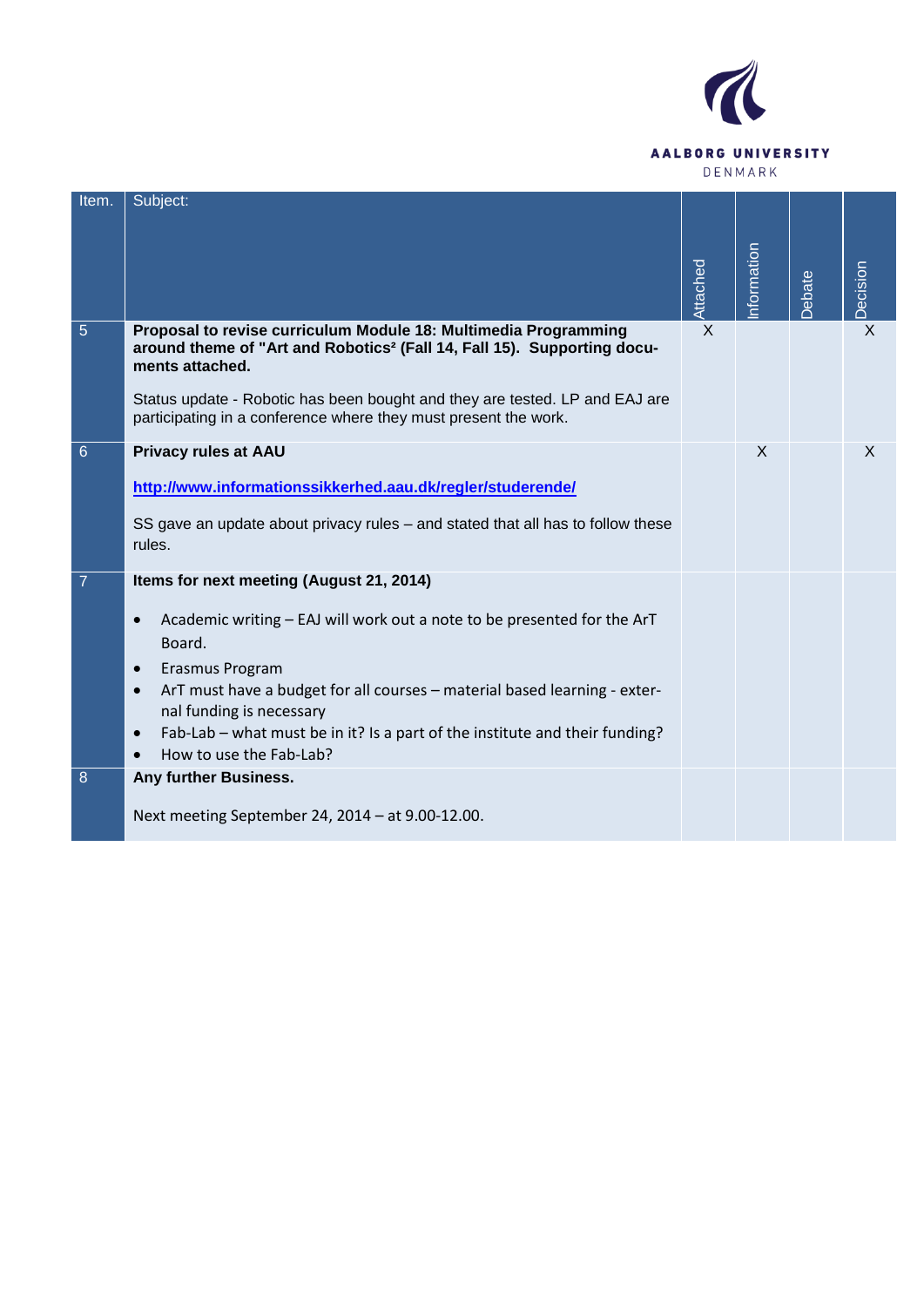| Item. | Subject: | Attached | Information | Debate | Decision |
|---|---|---|---|---|---|
| 5 | **Proposal to revise curriculum Module 18: Multimedia Programming around theme of "Art and Robotics² (Fall 14, Fall 15). Supporting documents attached.**<br><br>Status update - Robotic has been bought and they are tested. LP and EAJ are participating in a conference where they must present the work. | X | | | X |
| 6 | **Privacy rules at AAU**<br><br>**http://www.informationssikkerhed.aau.dk/regler/studerende/**<br><br>SS gave an update about privacy rules – and stated that all has to follow these rules. | | X | | X |
| 7 | **Items for next meeting (August 21, 2014)**<br><br>• Academic writing – EAJ will work out a note to be presented for the ArT Board.<br>• Erasmus Program<br>• ArT must have a budget for all courses – material based learning - external funding is necessary<br>• Fab-Lab – what must be in it? Is a part of the institute and their funding?<br>• How to use the Fab-Lab? | | | | |
| 8 | **Any further Business.**<br><br>Next meeting September 24, 2014 – at 9.00-12.00. | | | | |